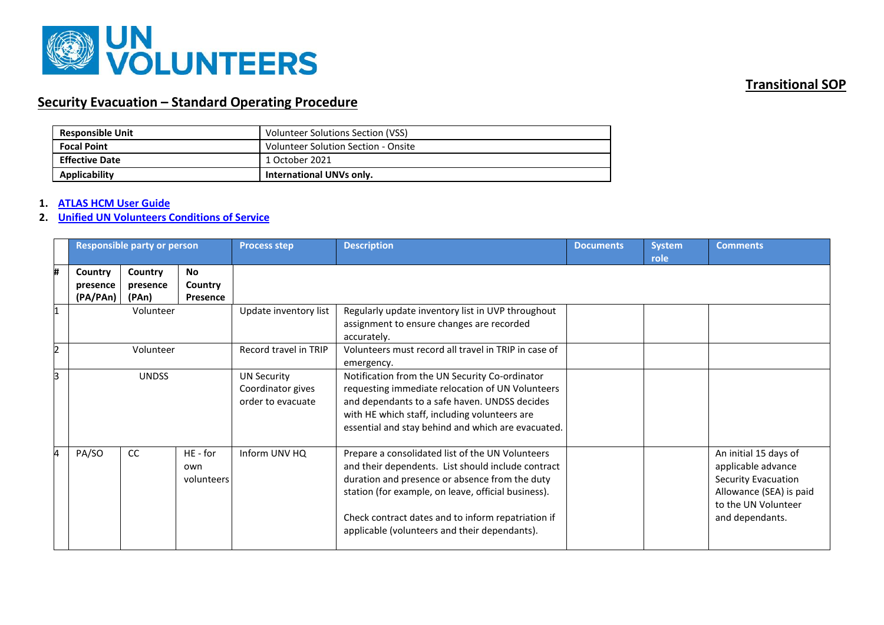UN VOLUNTEERS

**Transitional SOP**

## Security Evacuation – Standard Operating Procedure

| **Responsible Unit** | Volunteer Solutions Section (VSS) |
|---|---|
| **Focal Point** | Volunteer Solution Section - Onsite |
| **Effective Date** | 1 October 2021 |
| **Applicability** | **International UNVs only.** |

1. **ATLAS HCM User Guide**
2. **Unified UN Volunteers Conditions of Service**

| # | Responsible party or person | | | Process step | Description | Documents | System role | Comments |
|---|---|---|---|---|---|---|---|---|
| | Country presence (PA/PAn) | Country presence (PAn) | No Country Presence | | | | | |
| 1 | Volunteer | | | Update inventory list | Regularly update inventory list in UVP throughout assignment to ensure changes are recorded accurately. | | | |
| 2 | Volunteer | | | Record travel in TRIP | Volunteers must record all travel in TRIP in case of emergency. | | | |
| 3 | UNDSS | | | UN Security Coordinator gives order to evacuate | Notification from the UN Security Co-ordinator requesting immediate relocation of UN Volunteers and dependants to a safe haven. UNDSS decides with HE which staff, including volunteers are essential and stay behind and which are evacuated. | | | |
| 4 | PA/SO | CC | HE - for own volunteers | Inform UNV HQ | Prepare a consolidated list of the UN Volunteers and their dependents. List should include contract duration and presence or absence from the duty station (for example, on leave, official business).<br><br>Check contract dates and to inform repatriation if applicable (volunteers and their dependants). | | | An initial 15 days of applicable advance Security Evacuation Allowance (SEA) is paid to the UN Volunteer and dependants. |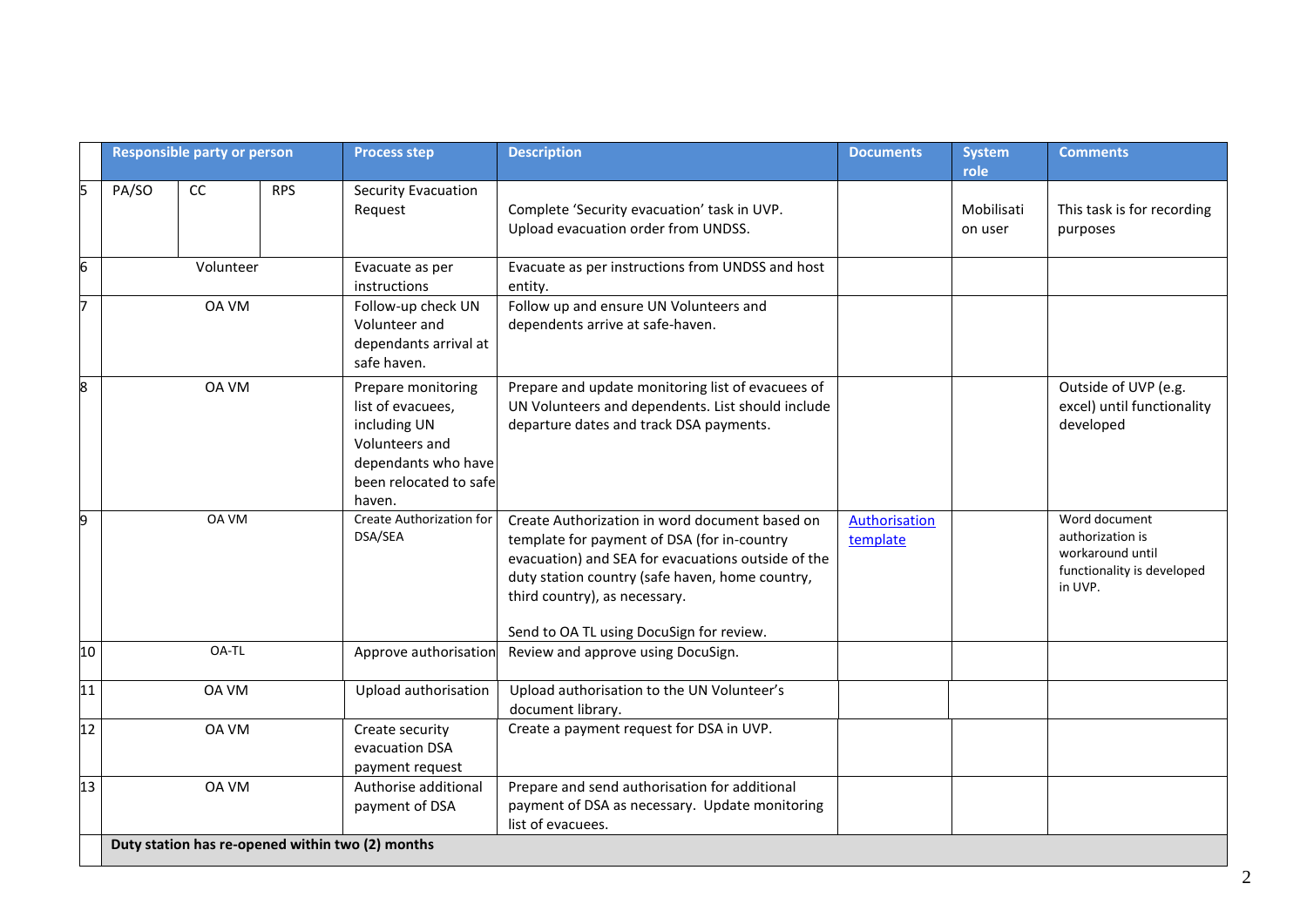| | Responsible party or person | | | Process step | Description | Documents | System role | Comments |
|---|---|---|---|---|---|---|---|---|
| 5 | PA/SO | CC | RPS | Security Evacuation Request | Complete 'Security evacuation' task in UVP. Upload evacuation order from UNDSS. | | Mobilisation user | This task is for recording purposes |
| 6 | Volunteer | | | Evacuate as per instructions | Evacuate as per instructions from UNDSS and host entity. | | | |
| 7 | OA VM | | | Follow-up check UN Volunteer and dependants arrival at safe haven. | Follow up and ensure UN Volunteers and dependents arrive at safe-haven. | | | |
| 8 | OA VM | | | Prepare monitoring list of evacuees, including UN Volunteers and dependants who have been relocated to safe haven. | Prepare and update monitoring list of evacuees of UN Volunteers and dependents. List should include departure dates and track DSA payments. | | | Outside of UVP (e.g. excel) until functionality developed |
| 9 | OA VM | | | Create Authorization for DSA/SEA | Create Authorization in word document based on template for payment of DSA (for in-country evacuation) and SEA for evacuations outside of the duty station country (safe haven, home country, third country), as necessary.<br><br>Send to OA TL using DocuSign for review. | Authorisation template | | Word document authorization is workaround until functionality is developed in UVP. |
| 10 | OA-TL | | | Approve authorisation | Review and approve using DocuSign. | | | |
| 11 | OA VM | | | Upload authorisation | Upload authorisation to the UN Volunteer's document library. | | | |
| 12 | OA VM | | | Create security evacuation DSA payment request | Create a payment request for DSA in UVP. | | | |
| 13 | OA VM | | | Authorise additional payment of DSA | Prepare and send authorisation for additional payment of DSA as necessary. Update monitoring list of evacuees. | | | |
| | **Duty station has re-opened within two (2) months** | | | | | | | |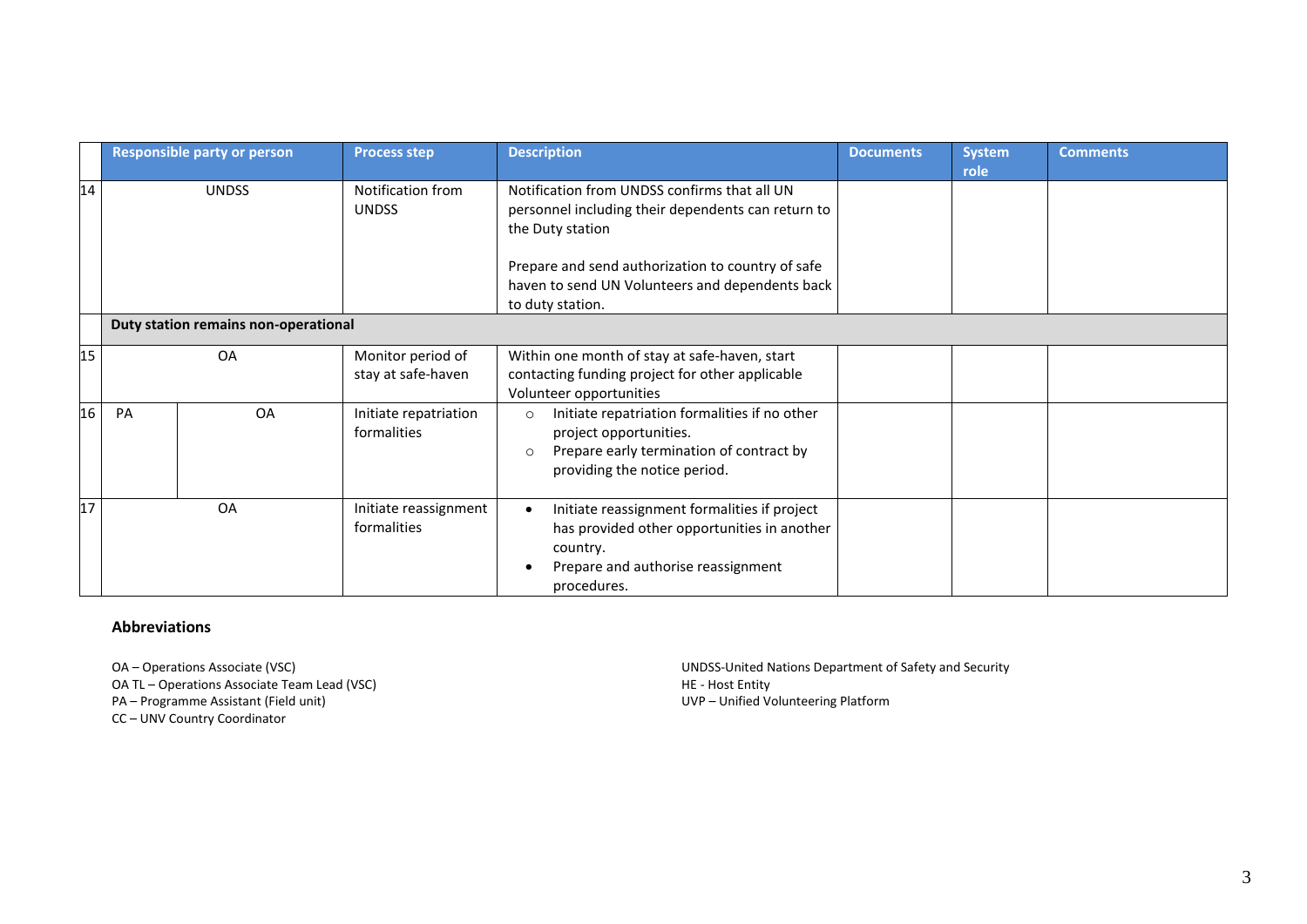| | Responsible party or person | | Process step | Description | Documents | System role | Comments |
|---|---|---|---|---|---|---|---|
| 14 | UNDSS | | Notification from UNDSS | Notification from UNDSS confirms that all UN personnel including their dependents can return to the Duty station<br><br>Prepare and send authorization to country of safe haven to send UN Volunteers and dependents back to duty station. | | | |
| | **Duty station remains non-operational** | | | | | | |
| 15 | OA | | Monitor period of stay at safe-haven | Within one month of stay at safe-haven, start contacting funding project for other applicable Volunteer opportunities | | | |
| 16 | PA | OA | Initiate repatriation formalities | ○ Initiate repatriation formalities if no other project opportunities.<br>○ Prepare early termination of contract by providing the notice period. | | | |
| 17 | OA | | Initiate reassignment formalities | • Initiate reassignment formalities if project has provided other opportunities in another country.<br>• Prepare and authorise reassignment procedures. | | | |

**Abbreviations**

OA – Operations Associate (VSC)
OA TL – Operations Associate Team Lead (VSC)
PA – Programme Assistant (Field unit)
CC – UNV Country Coordinator

UNDSS-United Nations Department of Safety and Security
HE - Host Entity
UVP – Unified Volunteering Platform